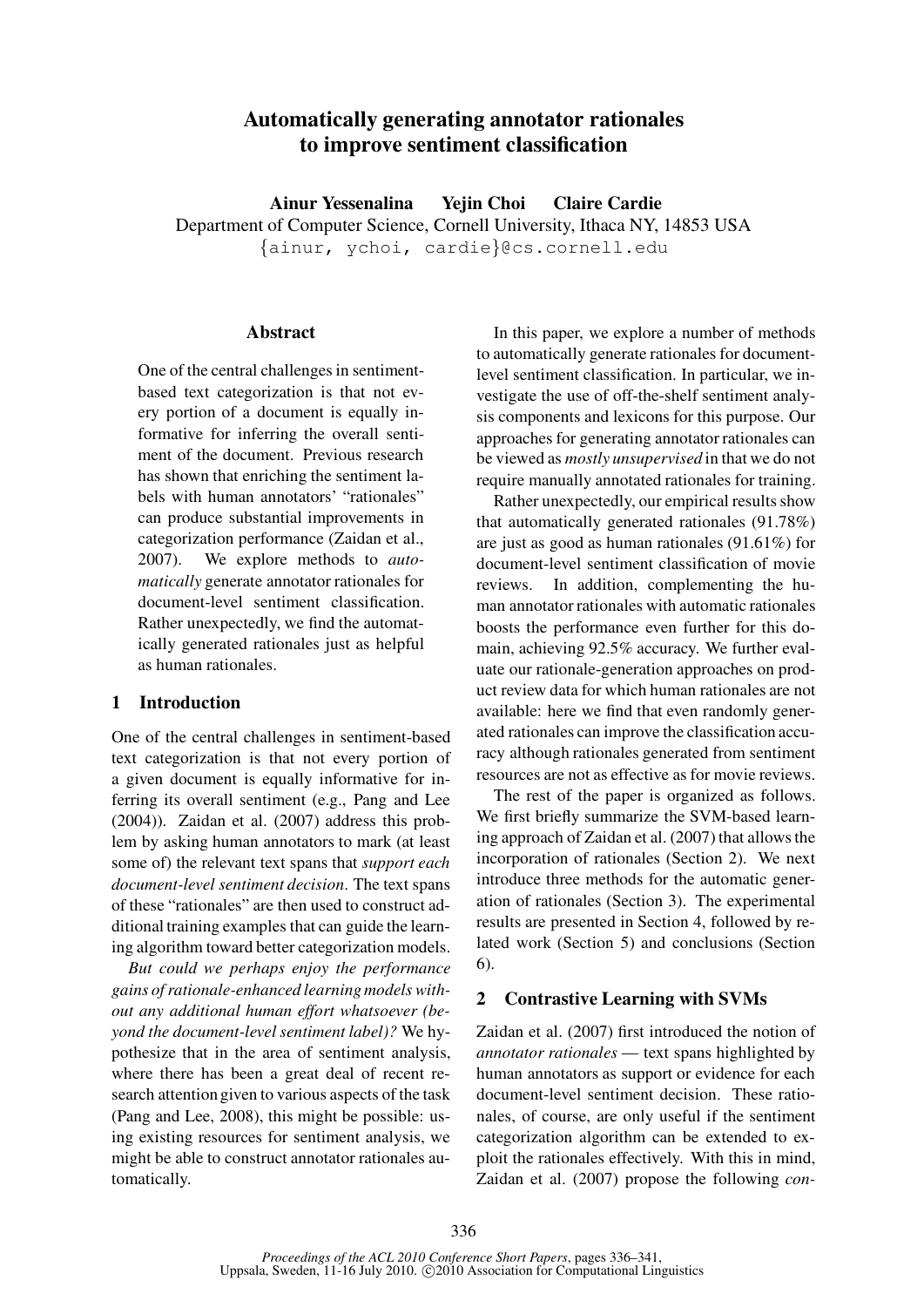# Automatically generating annotator rationales to improve sentiment classification

**Ainur Yessenalina Yejin Choi Claire Cardie**

Department of Computer Science, Cornell University, Ithaca NY, 14853 USA

{ainur, ychoi, cardie}@cs.cornell.edu

## Abstract

One of the central challenges in sentiment-based text categorization is that not every portion of a document is equally informative for inferring the overall sentiment of the document. Previous research has shown that enriching the sentiment labels with human annotators' "rationales" can produce substantial improvements in categorization performance (Zaidan et al., 2007). We explore methods to *automatically* generate annotator rationales for document-level sentiment classification. Rather unexpectedly, we find the automatically generated rationales just as helpful as human rationales.

## 1 Introduction

One of the central challenges in sentiment-based text categorization is that not every portion of a given document is equally informative for inferring its overall sentiment (e.g., Pang and Lee (2004)). Zaidan et al. (2007) address this problem by asking human annotators to mark (at least some of) the relevant text spans that *support each document-level sentiment decision*. The text spans of these "rationales" are then used to construct additional training examples that can guide the learning algorithm toward better categorization models.

*But could we perhaps enjoy the performance gains of rationale-enhanced learning models without any additional human effort whatsoever (beyond the document-level sentiment label)?* We hypothesize that in the area of sentiment analysis, where there has been a great deal of recent research attention given to various aspects of the task (Pang and Lee, 2008), this might be possible: using existing resources for sentiment analysis, we might be able to construct annotator rationales automatically.

In this paper, we explore a number of methods to automatically generate rationales for document-level sentiment classification. In particular, we investigate the use of off-the-shelf sentiment analysis components and lexicons for this purpose. Our approaches for generating annotator rationales can be viewed as *mostly unsupervised* in that we do not require manually annotated rationales for training.

Rather unexpectedly, our empirical results show that automatically generated rationales (91.78%) are just as good as human rationales (91.61%) for document-level sentiment classification of movie reviews. In addition, complementing the human annotator rationales with automatic rationales boosts the performance even further for this domain, achieving 92.5% accuracy. We further evaluate our rationale-generation approaches on product review data for which human rationales are not available: here we find that even randomly generated rationales can improve the classification accuracy although rationales generated from sentiment resources are not as effective as for movie reviews.

The rest of the paper is organized as follows. We first briefly summarize the SVM-based learning approach of Zaidan et al. (2007) that allows the incorporation of rationales (Section 2). We next introduce three methods for the automatic generation of rationales (Section 3). The experimental results are presented in Section 4, followed by related work (Section 5) and conclusions (Section 6).

## 2 Contrastive Learning with SVMs

Zaidan et al. (2007) first introduced the notion of *annotator rationales* — text spans highlighted by human annotators as support or evidence for each document-level sentiment decision. These rationales, of course, are only useful if the sentiment categorization algorithm can be extended to exploit the rationales effectively. With this in mind, Zaidan et al. (2007) propose the following *con-*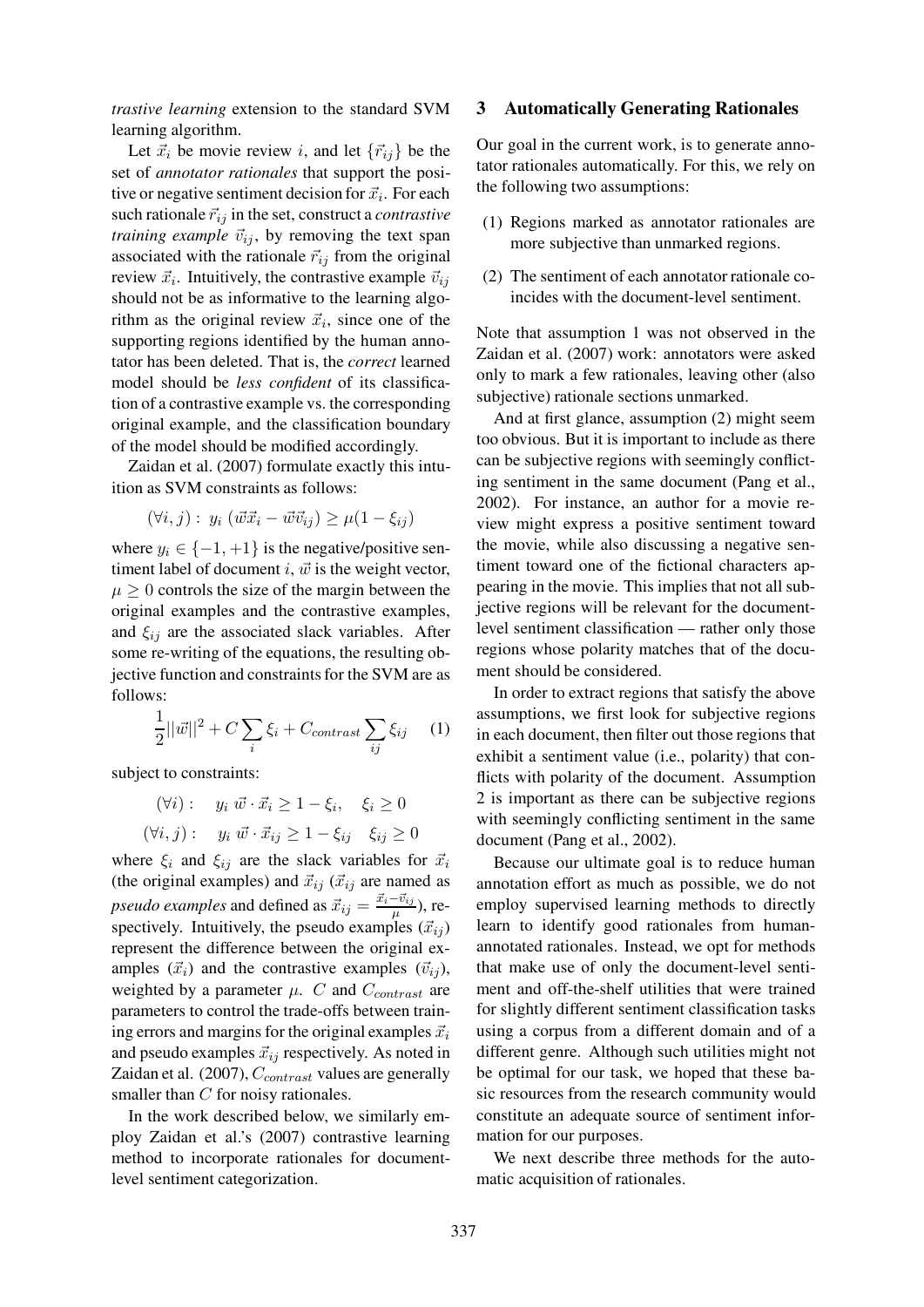*trastive learning* extension to the standard SVM learning algorithm.

Let $\vec{x}_i$ be movie review $i$, and let $\{\vec{r}_{ij}\}$ be the set of *annotator rationales* that support the positive or negative sentiment decision for $\vec{x}_i$. For each such rationale $\vec{r}_{ij}$ in the set, construct a *contrastive training example* $\vec{v}_{ij}$, by removing the text span associated with the rationale $\vec{r}_{ij}$ from the original review $\vec{x}_i$. Intuitively, the contrastive example $\vec{v}_{ij}$ should not be as informative to the learning algorithm as the original review $\vec{x}_i$, since one of the supporting regions identified by the human annotator has been deleted. That is, the *correct* learned model should be *less confident* of its classification of a contrastive example vs. the corresponding original example, and the classification boundary of the model should be modified accordingly.

Zaidan et al. (2007) formulate exactly this intuition as SVM constraints as follows:

$$(\forall i, j): \; y_i \left(\vec{w}\vec{x}_i - \vec{w}\vec{v}_{ij}\right) \geq \mu(1 - \xi_{ij})$$

where $y_i \in \{-1, +1\}$ is the negative/positive sentiment label of document $i$, $\vec{w}$ is the weight vector, $\mu \geq 0$ controls the size of the margin between the original examples and the contrastive examples, and $\xi_{ij}$ are the associated slack variables. After some re-writing of the equations, the resulting objective function and constraints for the SVM are as follows:

$$\frac{1}{2}||\vec{w}||^2 + C\sum_i \xi_i + C_{contrast}\sum_{ij}\xi_{ij} \quad (1)$$

subject to constraints:

$$(\forall i): \quad y_i \; \vec{w} \cdot \vec{x}_i \geq 1 - \xi_i, \quad \xi_i \geq 0$$

$$(\forall i, j): \quad y_i \; \vec{w} \cdot \vec{x}_{ij} \geq 1 - \xi_{ij} \quad \xi_{ij} \geq 0$$

where $\xi_i$ and $\xi_{ij}$ are the slack variables for $\vec{x}_i$ (the original examples) and $\vec{x}_{ij}$ ($\vec{x}_{ij}$ are named as *pseudo examples* and defined as $\vec{x}_{ij} = \frac{\vec{x}_i - \vec{v}_{ij}}{\mu}$), respectively. Intuitively, the pseudo examples ($\vec{x}_{ij}$) represent the difference between the original examples ($\vec{x}_i$) and the contrastive examples ($\vec{v}_{ij}$), weighted by a parameter $\mu$. $C$ and $C_{contrast}$ are parameters to control the trade-offs between training errors and margins for the original examples $\vec{x}_i$ and pseudo examples $\vec{x}_{ij}$ respectively. As noted in Zaidan et al. (2007), $C_{contrast}$ values are generally smaller than $C$ for noisy rationales.

In the work described below, we similarly employ Zaidan et al.'s (2007) contrastive learning method to incorporate rationales for document-level sentiment categorization.

## 3 Automatically Generating Rationales

Our goal in the current work, is to generate annotator rationales automatically. For this, we rely on the following two assumptions:

(1) Regions marked as annotator rationales are more subjective than unmarked regions.

(2) The sentiment of each annotator rationale coincides with the document-level sentiment.

Note that assumption 1 was not observed in the Zaidan et al. (2007) work: annotators were asked only to mark a few rationales, leaving other (also subjective) rationale sections unmarked.

And at first glance, assumption (2) might seem too obvious. But it is important to include as there can be subjective regions with seemingly conflicting sentiment in the same document (Pang et al., 2002). For instance, an author for a movie review might express a positive sentiment toward the movie, while also discussing a negative sentiment toward one of the fictional characters appearing in the movie. This implies that not all subjective regions will be relevant for the document-level sentiment classification — rather only those regions whose polarity matches that of the document should be considered.

In order to extract regions that satisfy the above assumptions, we first look for subjective regions in each document, then filter out those regions that exhibit a sentiment value (i.e., polarity) that conflicts with polarity of the document. Assumption 2 is important as there can be subjective regions with seemingly conflicting sentiment in the same document (Pang et al., 2002).

Because our ultimate goal is to reduce human annotation effort as much as possible, we do not employ supervised learning methods to directly learn to identify good rationales from human-annotated rationales. Instead, we opt for methods that make use of only the document-level sentiment and off-the-shelf utilities that were trained for slightly different sentiment classification tasks using a corpus from a different domain and of a different genre. Although such utilities might not be optimal for our task, we hoped that these basic resources from the research community would constitute an adequate source of sentiment information for our purposes.

We next describe three methods for the automatic acquisition of rationales.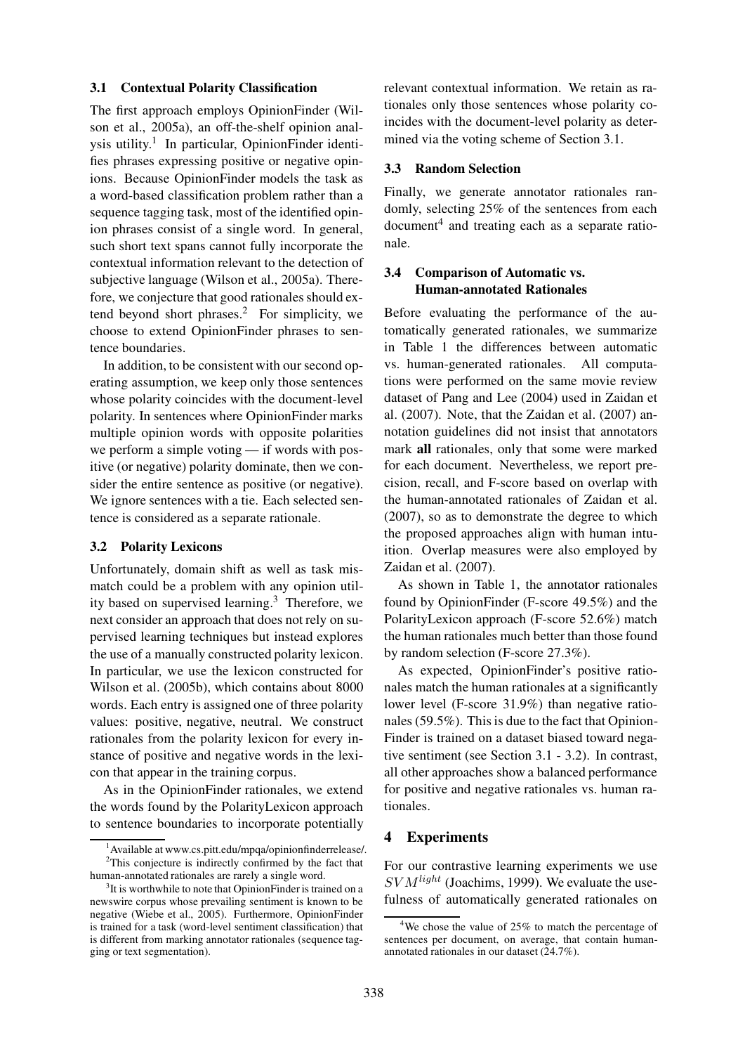### 3.1 Contextual Polarity Classification

The first approach employs OpinionFinder (Wilson et al., 2005a), an off-the-shelf opinion analysis utility.[1] In particular, OpinionFinder identifies phrases expressing positive or negative opinions. Because OpinionFinder models the task as a word-based classification problem rather than a sequence tagging task, most of the identified opinion phrases consist of a single word. In general, such short text spans cannot fully incorporate the contextual information relevant to the detection of subjective language (Wilson et al., 2005a). Therefore, we conjecture that good rationales should extend beyond short phrases.[2] For simplicity, we choose to extend OpinionFinder phrases to sentence boundaries.

In addition, to be consistent with our second operating assumption, we keep only those sentences whose polarity coincides with the document-level polarity. In sentences where OpinionFinder marks multiple opinion words with opposite polarities we perform a simple voting — if words with positive (or negative) polarity dominate, then we consider the entire sentence as positive (or negative). We ignore sentences with a tie. Each selected sentence is considered as a separate rationale.

### 3.2 Polarity Lexicons

Unfortunately, domain shift as well as task mismatch could be a problem with any opinion utility based on supervised learning.[3] Therefore, we next consider an approach that does not rely on supervised learning techniques but instead explores the use of a manually constructed polarity lexicon. In particular, we use the lexicon constructed for Wilson et al. (2005b), which contains about 8000 words. Each entry is assigned one of three polarity values: positive, negative, neutral. We construct rationales from the polarity lexicon for every instance of positive and negative words in the lexicon that appear in the training corpus.

As in the OpinionFinder rationales, we extend the words found by the PolarityLexicon approach to sentence boundaries to incorporate potentially relevant contextual information. We retain as rationales only those sentences whose polarity coincides with the document-level polarity as determined via the voting scheme of Section 3.1.

### 3.3 Random Selection

Finally, we generate annotator rationales randomly, selecting 25% of the sentences from each document[4] and treating each as a separate rationale.

### 3.4 Comparison of Automatic vs. Human-annotated Rationales

Before evaluating the performance of the automatically generated rationales, we summarize in Table 1 the differences between automatic vs. human-generated rationales. All computations were performed on the same movie review dataset of Pang and Lee (2004) used in Zaidan et al. (2007). Note, that the Zaidan et al. (2007) annotation guidelines did not insist that annotators mark **all** rationales, only that some were marked for each document. Nevertheless, we report precision, recall, and F-score based on overlap with the human-annotated rationales of Zaidan et al. (2007), so as to demonstrate the degree to which the proposed approaches align with human intuition. Overlap measures were also employed by Zaidan et al. (2007).

As shown in Table 1, the annotator rationales found by OpinionFinder (F-score 49.5%) and the PolarityLexicon approach (F-score 52.6%) match the human rationales much better than those found by random selection (F-score 27.3%).

As expected, OpinionFinder's positive rationales match the human rationales at a significantly lower level (F-score 31.9%) than negative rationales (59.5%). This is due to the fact that OpinionFinder is trained on a dataset biased toward negative sentiment (see Section 3.1 - 3.2). In contrast, all other approaches show a balanced performance for positive and negative rationales vs. human rationales.

## 4 Experiments

For our contrastive learning experiments we use $SVM^{light}$ (Joachims, 1999). We evaluate the usefulness of automatically generated rationales on

---

[1] Available at www.cs.pitt.edu/mpqa/opinionfinderrelease/.

[2] This conjecture is indirectly confirmed by the fact that human-annotated rationales are rarely a single word.

[3] It is worthwhile to note that OpinionFinder is trained on a newswire corpus whose prevailing sentiment is known to be negative (Wiebe et al., 2005). Furthermore, OpinionFinder is trained for a task (word-level sentiment classification) that is different from marking annotator rationales (sequence tagging or text segmentation).

[4] We chose the value of 25% to match the percentage of sentences per document, on average, that contain human-annotated rationales in our dataset (24.7%).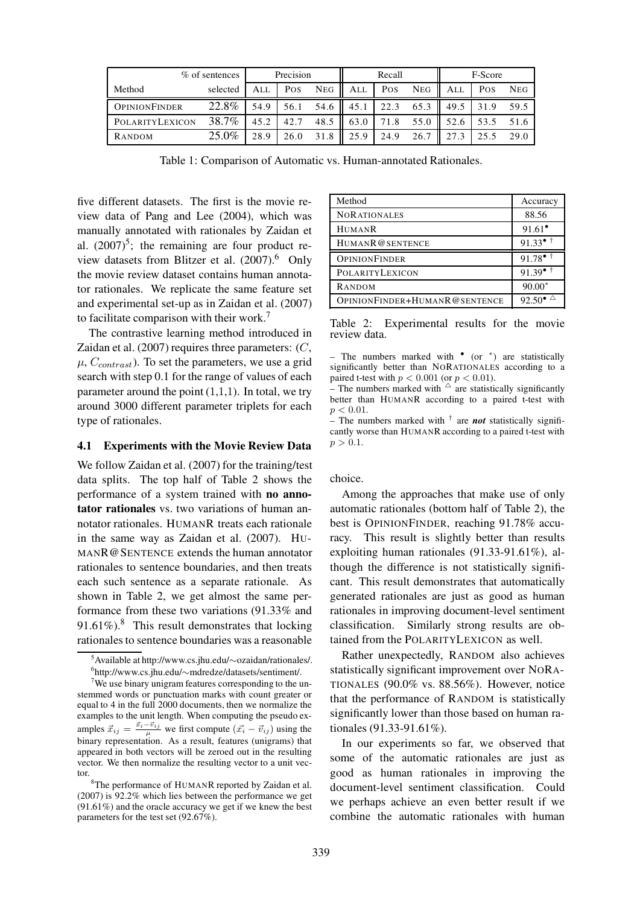| % of sentences | | Precision | | | Recall | | | F-Score | | |
|---|---|---|---|---|---|---|---|---|---|---|
| Method | selected | ALL | POS | NEG | ALL | POS | NEG | ALL | POS | NEG |
| OPINIONFINDER | 22.8% | 54.9 | 56.1 | 54.6 | 45.1 | 22.3 | 65.3 | 49.5 | 31.9 | 59.5 |
| POLARITYLEXICON | 38.7% | 45.2 | 42.7 | 48.5 | 63.0 | 71.8 | 55.0 | 52.6 | 53.5 | 51.6 |
| RANDOM | 25.0% | 28.9 | 26.0 | 31.8 | 25.9 | 24.9 | 26.7 | 27.3 | 25.5 | 29.0 |

Table 1: Comparison of Automatic vs. Human-annotated Rationales.

five different datasets. The first is the movie review data of Pang and Lee (2004), which was manually annotated with rationales by Zaidan et al. (2007)[5]; the remaining are four product review datasets from Blitzer et al. (2007).[6] Only the movie review dataset contains human annotator rationales. We replicate the same feature set and experimental set-up as in Zaidan et al. (2007) to facilitate comparison with their work.[7]

The contrastive learning method introduced in Zaidan et al. (2007) requires three parameters: ($C$, $\mu$, $C_{contrast}$). To set the parameters, we use a grid search with step 0.1 for the range of values of each parameter around the point (1,1,1). In total, we try around 3000 different parameter triplets for each type of rationales.

### 4.1 Experiments with the Movie Review Data

We follow Zaidan et al. (2007) for the training/test data splits. The top half of Table 2 shows the performance of a system trained with **no annotator rationales** vs. two variations of human annotator rationales. HUMANR treats each rationale in the same way as Zaidan et al. (2007). HUMANR@SENTENCE extends the human annotator rationales to sentence boundaries, and then treats each such sentence as a separate rationale. As shown in Table 2, we get almost the same performance from these two variations (91.33% and 91.61%).[8] This result demonstrates that locking rationales to sentence boundaries was a reasonable choice.

| Method | Accuracy |
|---|---|
| NORATIONALES | 88.56 |
| HUMANR | 91.61$^{\bullet}$ |
| HUMANR@SENTENCE | 91.33$^{\bullet\,\dagger}$ |
| OPINIONFINDER | 91.78$^{\bullet\,\dagger}$ |
| POLARITYLEXICON | 91.39$^{\bullet\,\dagger}$ |
| RANDOM | 90.00$^{*}$ |
| OPINIONFINDER+HUMANR@SENTENCE | 92.50$^{\bullet\,\triangle}$ |

Table 2: Experimental results for the movie review data.

– The numbers marked with $^{\bullet}$ (or $^{*}$) are statistically significantly better than NORATIONALES according to a paired t-test with $p < 0.001$ (or $p < 0.01$).
– The numbers marked with $^{\triangle}$ are statistically significantly better than HUMANR according to a paired t-test with $p < 0.01$.
– The numbers marked with $^{\dagger}$ are ***not*** statistically significantly worse than HUMANR according to a paired t-test with $p > 0.1$.

Among the approaches that make use of only automatic rationales (bottom half of Table 2), the best is OPINIONFINDER, reaching 91.78% accuracy. This result is slightly better than results exploiting human rationales (91.33-91.61%), although the difference is not statistically significant. This result demonstrates that automatically generated rationales are just as good as human rationales in improving document-level sentiment classification. Similarly strong results are obtained from the POLARITYLEXICON as well.

Rather unexpectedly, RANDOM also achieves statistically significant improvement over NORATIONALES (90.0% vs. 88.56%). However, notice that the performance of RANDOM is statistically significantly lower than those based on human rationales (91.33-91.61%).

In our experiments so far, we observed that some of the automatic rationales are just as good as human rationales in improving the document-level sentiment classification. Could we perhaps achieve an even better result if we combine the automatic rationales with human

[5] Available at http://www.cs.jhu.edu/∼ozaidan/rationales/.

[6] http://www.cs.jhu.edu/∼mdredze/datasets/sentiment/.

[7] We use binary unigram features corresponding to the unstemmed words or punctuation marks with count greater or equal to 4 in the full 2000 documents, then we normalize the examples to the unit length. When computing the pseudo examples $\vec{x}_{ij} = \frac{\vec{x}_i - \vec{v}_{ij}}{\mu}$ we first compute $(\vec{x_i} - \vec{v}_{ij})$ using the binary representation. As a result, features (unigrams) that appeared in both vectors will be zeroed out in the resulting vector. We then normalize the resulting vector to a unit vector.

[8] The performance of HUMANR reported by Zaidan et al. (2007) is 92.2% which lies between the performance we get (91.61%) and the oracle accuracy we get if we knew the best parameters for the test set (92.67%).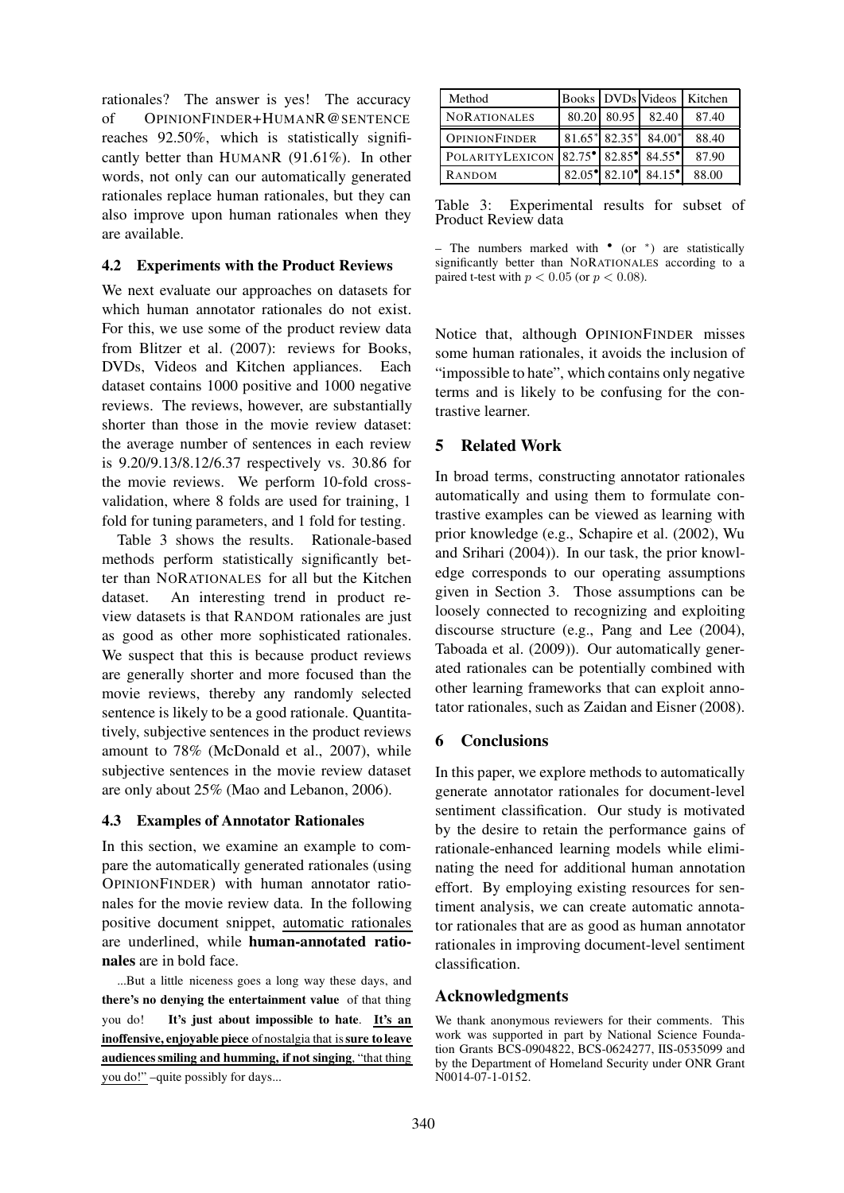rationales? The answer is yes! The accuracy of OPINIONFINDER+HUMANR@SENTENCE reaches 92.50%, which is statistically significantly better than HUMANR (91.61%). In other words, not only can our automatically generated rationales replace human rationales, but they can also improve upon human rationales when they are available.

### 4.2 Experiments with the Product Reviews

We next evaluate our approaches on datasets for which human annotator rationales do not exist. For this, we use some of the product review data from Blitzer et al. (2007): reviews for Books, DVDs, Videos and Kitchen appliances. Each dataset contains 1000 positive and 1000 negative reviews. The reviews, however, are substantially shorter than those in the movie review dataset: the average number of sentences in each review is 9.20/9.13/8.12/6.37 respectively vs. 30.86 for the movie reviews. We perform 10-fold cross-validation, where 8 folds are used for training, 1 fold for tuning parameters, and 1 fold for testing.

Table 3 shows the results. Rationale-based methods perform statistically significantly better than NORATIONALES for all but the Kitchen dataset. An interesting trend in product review datasets is that RANDOM rationales are just as good as other more sophisticated rationales. We suspect that this is because product reviews are generally shorter and more focused than the movie reviews, thereby any randomly selected sentence is likely to be a good rationale. Quantitatively, subjective sentences in the product reviews amount to 78% (McDonald et al., 2007), while subjective sentences in the movie review dataset are only about 25% (Mao and Lebanon, 2006).

### 4.3 Examples of Annotator Rationales

In this section, we examine an example to compare the automatically generated rationales (using OPINIONFINDER) with human annotator rationales for the movie review data. In the following positive document snippet, automatic rationales are underlined, while **human-annotated rationales** are in bold face.

...But a little niceness goes a long way these days, and **there's no denying the entertainment value** of that thing you do! **It's just about impossible to hate**. **It's an inoffensive, enjoyable piece** of nostalgia that is **sure to leave audiences smiling and humming, if not singing**, "that thing you do!" –quite possibly for days...

| Method | Books | DVDs | Videos | Kitchen |
|---|---|---|---|---|
| NORATIONALES | 80.20 | 80.95 | 82.40 | 87.40 |
| OPINIONFINDER | 81.65* | 82.35* | 84.00* | 88.40 |
| POLARITYLEXICON | 82.75• | 82.85• | 84.55• | 87.90 |
| RANDOM | 82.05• | 82.10• | 84.15• | 88.00 |

Table 3: Experimental results for subset of Product Review data

– The numbers marked with • (or *) are statistically significantly better than NORATIONALES according to a paired t-test with $p < 0.05$ (or $p < 0.08$).

Notice that, although OPINIONFINDER misses some human rationales, it avoids the inclusion of "impossible to hate", which contains only negative terms and is likely to be confusing for the contrastive learner.

## 5 Related Work

In broad terms, constructing annotator rationales automatically and using them to formulate contrastive examples can be viewed as learning with prior knowledge (e.g., Schapire et al. (2002), Wu and Srihari (2004)). In our task, the prior knowledge corresponds to our operating assumptions given in Section 3. Those assumptions can be loosely connected to recognizing and exploiting discourse structure (e.g., Pang and Lee (2004), Taboada et al. (2009)). Our automatically generated rationales can be potentially combined with other learning frameworks that can exploit annotator rationales, such as Zaidan and Eisner (2008).

## 6 Conclusions

In this paper, we explore methods to automatically generate annotator rationales for document-level sentiment classification. Our study is motivated by the desire to retain the performance gains of rationale-enhanced learning models while eliminating the need for additional human annotation effort. By employing existing resources for sentiment analysis, we can create automatic annotator rationales that are as good as human annotator rationales in improving document-level sentiment classification.

## Acknowledgments

We thank anonymous reviewers for their comments. This work was supported in part by National Science Foundation Grants BCS-0904822, BCS-0624277, IIS-0535099 and by the Department of Homeland Security under ONR Grant N0014-07-1-0152.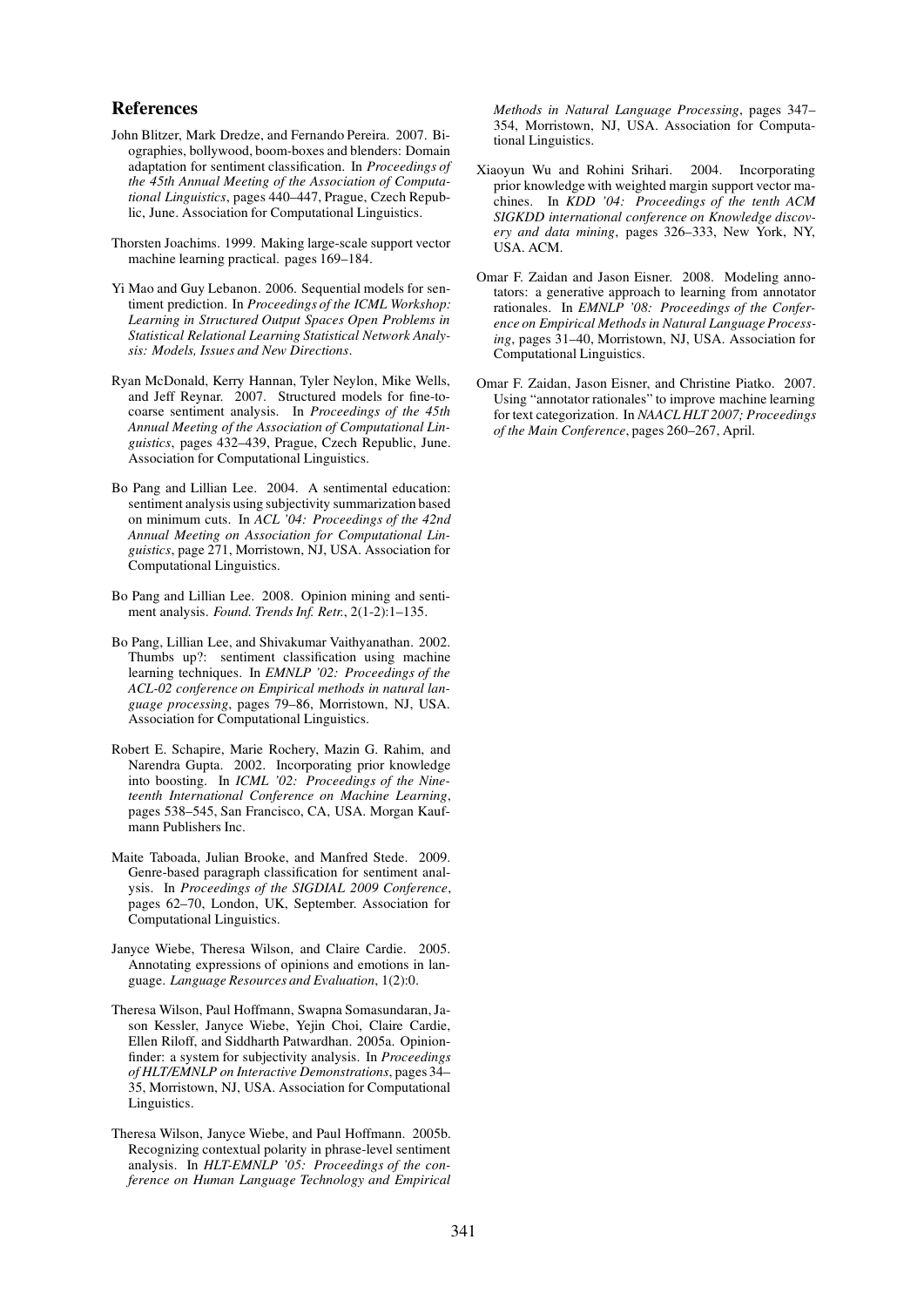## References

John Blitzer, Mark Dredze, and Fernando Pereira. 2007. Biographies, bollywood, boom-boxes and blenders: Domain adaptation for sentiment classification. In *Proceedings of the 45th Annual Meeting of the Association of Computational Linguistics*, pages 440–447, Prague, Czech Republic, June. Association for Computational Linguistics.

Thorsten Joachims. 1999. Making large-scale support vector machine learning practical. pages 169–184.

Yi Mao and Guy Lebanon. 2006. Sequential models for sentiment prediction. In *Proceedings of the ICML Workshop: Learning in Structured Output Spaces Open Problems in Statistical Relational Learning Statistical Network Analysis: Models, Issues and New Directions*.

Ryan McDonald, Kerry Hannan, Tyler Neylon, Mike Wells, and Jeff Reynar. 2007. Structured models for fine-to-coarse sentiment analysis. In *Proceedings of the 45th Annual Meeting of the Association of Computational Linguistics*, pages 432–439, Prague, Czech Republic, June. Association for Computational Linguistics.

Bo Pang and Lillian Lee. 2004. A sentimental education: sentiment analysis using subjectivity summarization based on minimum cuts. In *ACL '04: Proceedings of the 42nd Annual Meeting on Association for Computational Linguistics*, page 271, Morristown, NJ, USA. Association for Computational Linguistics.

Bo Pang and Lillian Lee. 2008. Opinion mining and sentiment analysis. *Found. Trends Inf. Retr.*, 2(1-2):1–135.

Bo Pang, Lillian Lee, and Shivakumar Vaithyanathan. 2002. Thumbs up?: sentiment classification using machine learning techniques. In *EMNLP '02: Proceedings of the ACL-02 conference on Empirical methods in natural language processing*, pages 79–86, Morristown, NJ, USA. Association for Computational Linguistics.

Robert E. Schapire, Marie Rochery, Mazin G. Rahim, and Narendra Gupta. 2002. Incorporating prior knowledge into boosting. In *ICML '02: Proceedings of the Nineteenth International Conference on Machine Learning*, pages 538–545, San Francisco, CA, USA. Morgan Kaufmann Publishers Inc.

Maite Taboada, Julian Brooke, and Manfred Stede. 2009. Genre-based paragraph classification for sentiment analysis. In *Proceedings of the SIGDIAL 2009 Conference*, pages 62–70, London, UK, September. Association for Computational Linguistics.

Janyce Wiebe, Theresa Wilson, and Claire Cardie. 2005. Annotating expressions of opinions and emotions in language. *Language Resources and Evaluation*, 1(2):0.

Theresa Wilson, Paul Hoffmann, Swapna Somasundaran, Jason Kessler, Janyce Wiebe, Yejin Choi, Claire Cardie, Ellen Riloff, and Siddharth Patwardhan. 2005a. Opinionfinder: a system for subjectivity analysis. In *Proceedings of HLT/EMNLP on Interactive Demonstrations*, pages 34–35, Morristown, NJ, USA. Association for Computational Linguistics.

Theresa Wilson, Janyce Wiebe, and Paul Hoffmann. 2005b. Recognizing contextual polarity in phrase-level sentiment analysis. In *HLT-EMNLP '05: Proceedings of the conference on Human Language Technology and Empirical Methods in Natural Language Processing*, pages 347–354, Morristown, NJ, USA. Association for Computational Linguistics.

Xiaoyun Wu and Rohini Srihari. 2004. Incorporating prior knowledge with weighted margin support vector machines. In *KDD '04: Proceedings of the tenth ACM SIGKDD international conference on Knowledge discovery and data mining*, pages 326–333, New York, NY, USA. ACM.

Omar F. Zaidan and Jason Eisner. 2008. Modeling annotators: a generative approach to learning from annotator rationales. In *EMNLP '08: Proceedings of the Conference on Empirical Methods in Natural Language Processing*, pages 31–40, Morristown, NJ, USA. Association for Computational Linguistics.

Omar F. Zaidan, Jason Eisner, and Christine Piatko. 2007. Using "annotator rationales" to improve machine learning for text categorization. In *NAACL HLT 2007; Proceedings of the Main Conference*, pages 260–267, April.